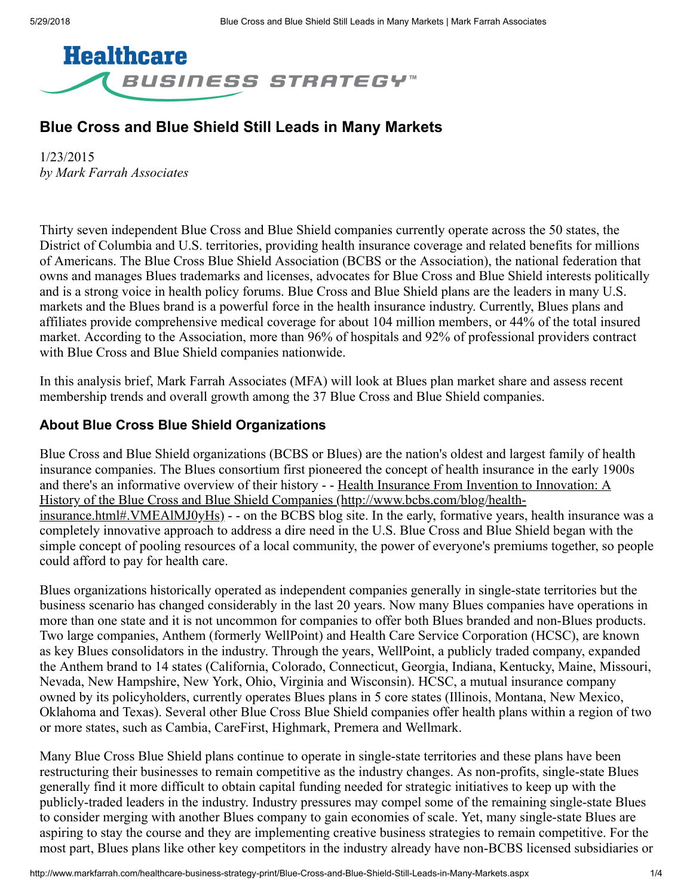Healthcare

BUSINESS STRATEGY™

# Blue Cross and Blue Shield Still Leads in Many Markets

1/23/2015
*by Mark Farrah Associates*

Thirty seven independent Blue Cross and Blue Shield companies currently operate across the 50 states, the District of Columbia and U.S. territories, providing health insurance coverage and related benefits for millions of Americans. The Blue Cross Blue Shield Association (BCBS or the Association), the national federation that owns and manages Blues trademarks and licenses, advocates for Blue Cross and Blue Shield interests politically and is a strong voice in health policy forums. Blue Cross and Blue Shield plans are the leaders in many U.S. markets and the Blues brand is a powerful force in the health insurance industry. Currently, Blues plans and affiliates provide comprehensive medical coverage for about 104 million members, or 44% of the total insured market. According to the Association, more than 96% of hospitals and 92% of professional providers contract with Blue Cross and Blue Shield companies nationwide.

In this analysis brief, Mark Farrah Associates (MFA) will look at Blues plan market share and assess recent membership trends and overall growth among the 37 Blue Cross and Blue Shield companies.

## About Blue Cross Blue Shield Organizations

Blue Cross and Blue Shield organizations (BCBS or Blues) are the nation's oldest and largest family of health insurance companies. The Blues consortium first pioneered the concept of health insurance in the early 1900s and there's an informative overview of their history - - Health Insurance From Invention to Innovation: A History of the Blue Cross and Blue Shield Companies (http://www.bcbs.com/blog/health-insurance.html#.VMEAlMJ0yHs) - - on the BCBS blog site. In the early, formative years, health insurance was a completely innovative approach to address a dire need in the U.S. Blue Cross and Blue Shield began with the simple concept of pooling resources of a local community, the power of everyone's premiums together, so people could afford to pay for health care.

Blues organizations historically operated as independent companies generally in single-state territories but the business scenario has changed considerably in the last 20 years. Now many Blues companies have operations in more than one state and it is not uncommon for companies to offer both Blues branded and non-Blues products. Two large companies, Anthem (formerly WellPoint) and Health Care Service Corporation (HCSC), are known as key Blues consolidators in the industry. Through the years, WellPoint, a publicly traded company, expanded the Anthem brand to 14 states (California, Colorado, Connecticut, Georgia, Indiana, Kentucky, Maine, Missouri, Nevada, New Hampshire, New York, Ohio, Virginia and Wisconsin). HCSC, a mutual insurance company owned by its policyholders, currently operates Blues plans in 5 core states (Illinois, Montana, New Mexico, Oklahoma and Texas). Several other Blue Cross Blue Shield companies offer health plans within a region of two or more states, such as Cambia, CareFirst, Highmark, Premera and Wellmark.

Many Blue Cross Blue Shield plans continue to operate in single-state territories and these plans have been restructuring their businesses to remain competitive as the industry changes. As non-profits, single-state Blues generally find it more difficult to obtain capital funding needed for strategic initiatives to keep up with the publicly-traded leaders in the industry. Industry pressures may compel some of the remaining single-state Blues to consider merging with another Blues company to gain economies of scale. Yet, many single-state Blues are aspiring to stay the course and they are implementing creative business strategies to remain competitive. For the most part, Blues plans like other key competitors in the industry already have non-BCBS licensed subsidiaries or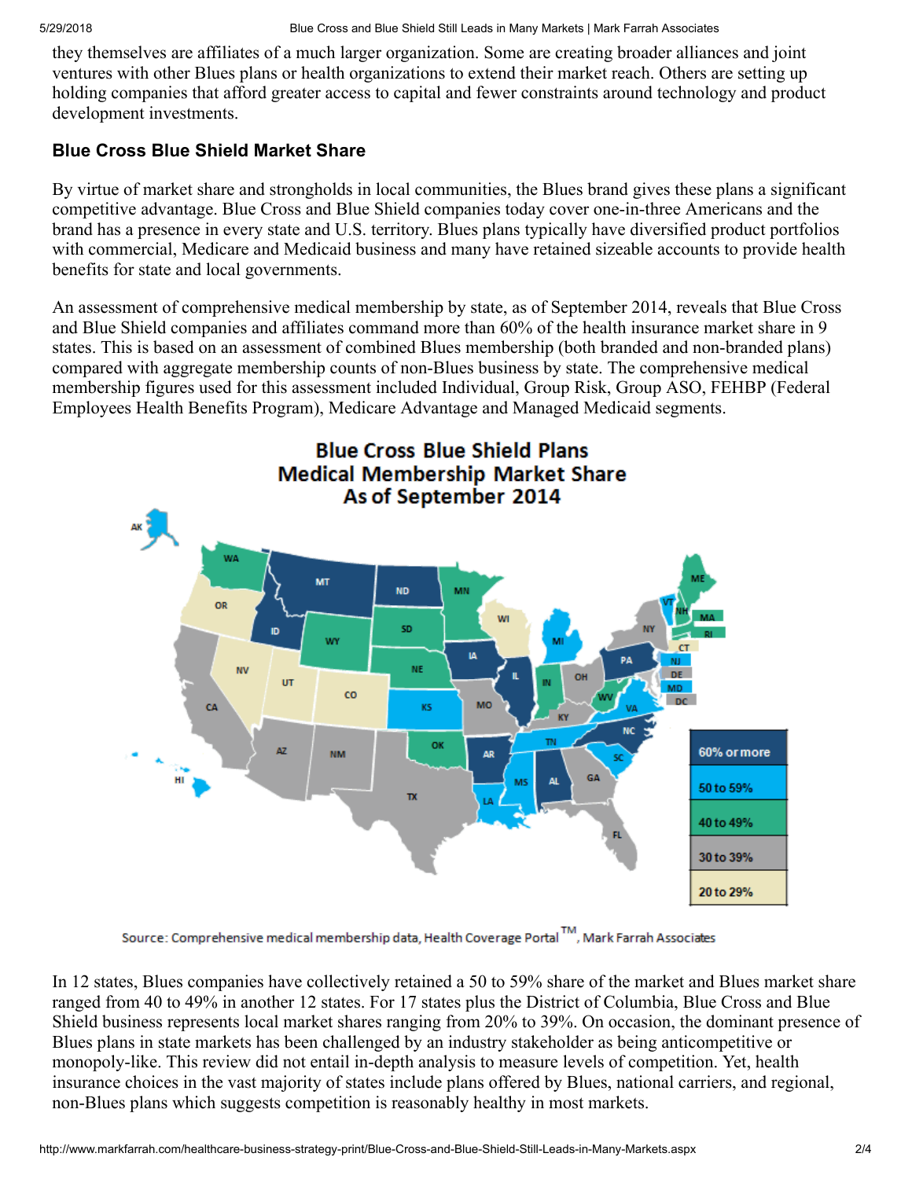they themselves are affiliates of a much larger organization. Some are creating broader alliances and joint ventures with other Blues plans or health organizations to extend their market reach. Others are setting up holding companies that afford greater access to capital and fewer constraints around technology and product development investments.

### Blue Cross Blue Shield Market Share

By virtue of market share and strongholds in local communities, the Blues brand gives these plans a significant competitive advantage. Blue Cross and Blue Shield companies today cover one-in-three Americans and the brand has a presence in every state and U.S. territory. Blues plans typically have diversified product portfolios with commercial, Medicare and Medicaid business and many have retained sizeable accounts to provide health benefits for state and local governments.

An assessment of comprehensive medical membership by state, as of September 2014, reveals that Blue Cross and Blue Shield companies and affiliates command more than 60% of the health insurance market share in 9 states. This is based on an assessment of combined Blues membership (both branded and non-branded plans) compared with aggregate membership counts of non-Blues business by state. The comprehensive medical membership figures used for this assessment included Individual, Group Risk, Group ASO, FEHBP (Federal Employees Health Benefits Program), Medicare Advantage and Managed Medicaid segments.

**Blue Cross Blue Shield Plans Medical Membership Market Share As of September 2014**

| Market Share | States |
|---|---|
| 60% or more | MT, ND, ID, IA, IL, AR, AL, PA, NC |
| 50 to 59% | AK, HI, KS, MI, LA, MS, TN, SC, VA, VT, NJ, MD |
| 40 to 49% | WA, WY, SD, NE, MN, OK, IN, WV, ME, NH, MA, RI |
| 30 to 39% | CA, AZ, NM, TX, MO, KY, OH, GA, FL, NY, DE, DC |
| 20 to 29% | OR, NV, UT, CO, WI, CT |

Source: Comprehensive medical membership data, Health Coverage Portal™, Mark Farrah Associates

In 12 states, Blues companies have collectively retained a 50 to 59% share of the market and Blues market share ranged from 40 to 49% in another 12 states. For 17 states plus the District of Columbia, Blue Cross and Blue Shield business represents local market shares ranging from 20% to 39%. On occasion, the dominant presence of Blues plans in state markets has been challenged by an industry stakeholder as being anticompetitive or monopoly-like. This review did not entail in-depth analysis to measure levels of competition. Yet, health insurance choices in the vast majority of states include plans offered by Blues, national carriers, and regional, non-Blues plans which suggests competition is reasonably healthy in most markets.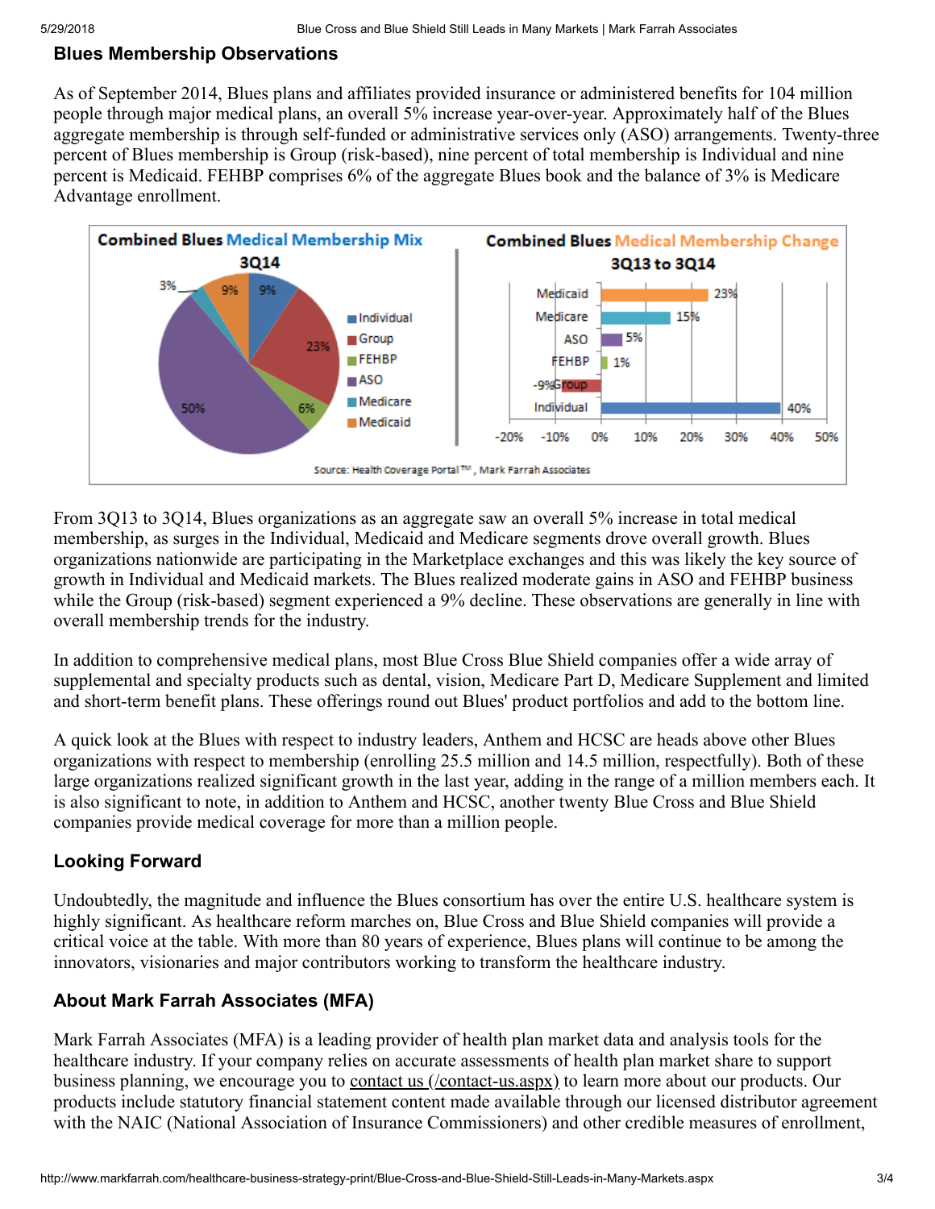### Blues Membership Observations

As of September 2014, Blues plans and affiliates provided insurance or administered benefits for 104 million people through major medical plans, an overall 5% increase year-over-year. Approximately half of the Blues aggregate membership is through self-funded or administrative services only (ASO) arrangements. Twenty-three percent of Blues membership is Group (risk-based), nine percent of total membership is Individual and nine percent is Medicaid. FEHBP comprises 6% of the aggregate Blues book and the balance of 3% is Medicare Advantage enrollment.

**Combined Blues Medical Membership Mix 3Q14**

| Segment | Share |
|---|---|
| Individual | 9% |
| Group | 23% |
| FEHBP | 6% |
| ASO | 50% |
| Medicare | 3% |
| Medicaid | 9% |

**Combined Blues Medical Membership Change 3Q13 to 3Q14**

| Segment | Change |
|---|---|
| Medicaid | 23% |
| Medicare | 15% |
| ASO | 5% |
| FEHBP | 1% |
| Group | -9% |
| Individual | 40% |

Source: Health Coverage Portal™, Mark Farrah Associates

From 3Q13 to 3Q14, Blues organizations as an aggregate saw an overall 5% increase in total medical membership, as surges in the Individual, Medicaid and Medicare segments drove overall growth. Blues organizations nationwide are participating in the Marketplace exchanges and this was likely the key source of growth in Individual and Medicaid markets. The Blues realized moderate gains in ASO and FEHBP business while the Group (risk-based) segment experienced a 9% decline. These observations are generally in line with overall membership trends for the industry.

In addition to comprehensive medical plans, most Blue Cross Blue Shield companies offer a wide array of supplemental and specialty products such as dental, vision, Medicare Part D, Medicare Supplement and limited and short-term benefit plans. These offerings round out Blues' product portfolios and add to the bottom line.

A quick look at the Blues with respect to industry leaders, Anthem and HCSC are heads above other Blues organizations with respect to membership (enrolling 25.5 million and 14.5 million, respectfully). Both of these large organizations realized significant growth in the last year, adding in the range of a million members each. It is also significant to note, in addition to Anthem and HCSC, another twenty Blue Cross and Blue Shield companies provide medical coverage for more than a million people.

### Looking Forward

Undoubtedly, the magnitude and influence the Blues consortium has over the entire U.S. healthcare system is highly significant. As healthcare reform marches on, Blue Cross and Blue Shield companies will provide a critical voice at the table. With more than 80 years of experience, Blues plans will continue to be among the innovators, visionaries and major contributors working to transform the healthcare industry.

### About Mark Farrah Associates (MFA)

Mark Farrah Associates (MFA) is a leading provider of health plan market data and analysis tools for the healthcare industry. If your company relies on accurate assessments of health plan market share to support business planning, we encourage you to contact us (/contact-us.aspx) to learn more about our products. Our products include statutory financial statement content made available through our licensed distributor agreement with the NAIC (National Association of Insurance Commissioners) and other credible measures of enrollment,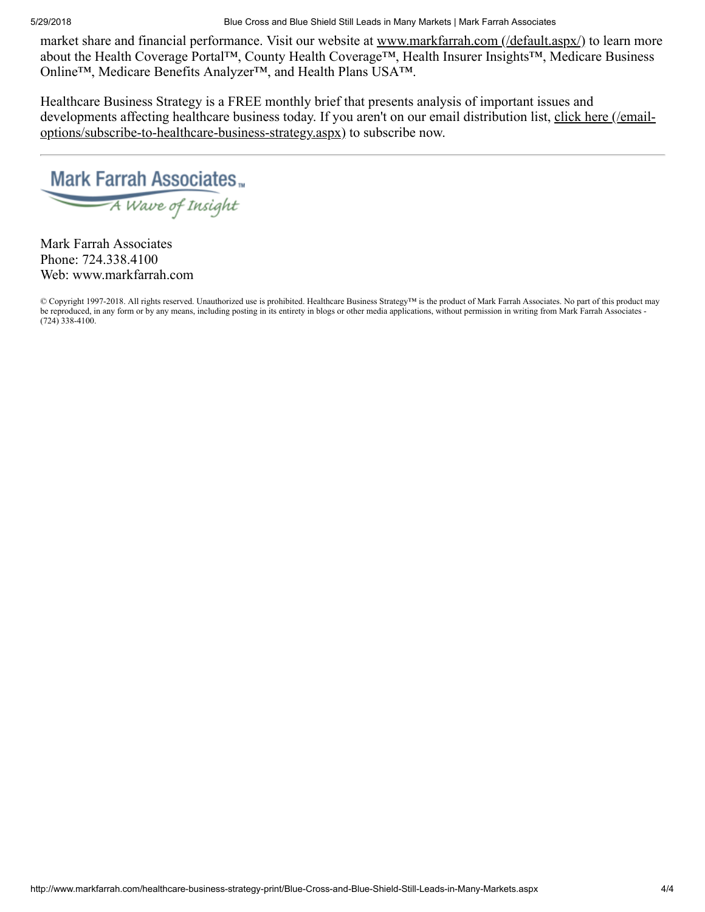market share and financial performance. Visit our website at www.markfarrah.com (/default.aspx/) to learn more about the Health Coverage Portal™, County Health Coverage™, Health Insurer Insights™, Medicare Business Online™, Medicare Benefits Analyzer™, and Health Plans USA™.

Healthcare Business Strategy is a FREE monthly brief that presents analysis of important issues and developments affecting healthcare business today. If you aren't on our email distribution list, click here (/email-options/subscribe-to-healthcare-business-strategy.aspx) to subscribe now.

---

Mark Farrah Associates™
A Wave of Insight

Mark Farrah Associates
Phone: 724.338.4100
Web: www.markfarrah.com

© Copyright 1997-2018. All rights reserved. Unauthorized use is prohibited. Healthcare Business Strategy™ is the product of Mark Farrah Associates. No part of this product may be reproduced, in any form or by any means, including posting in its entirety in blogs or other media applications, without permission in writing from Mark Farrah Associates - (724) 338-4100.